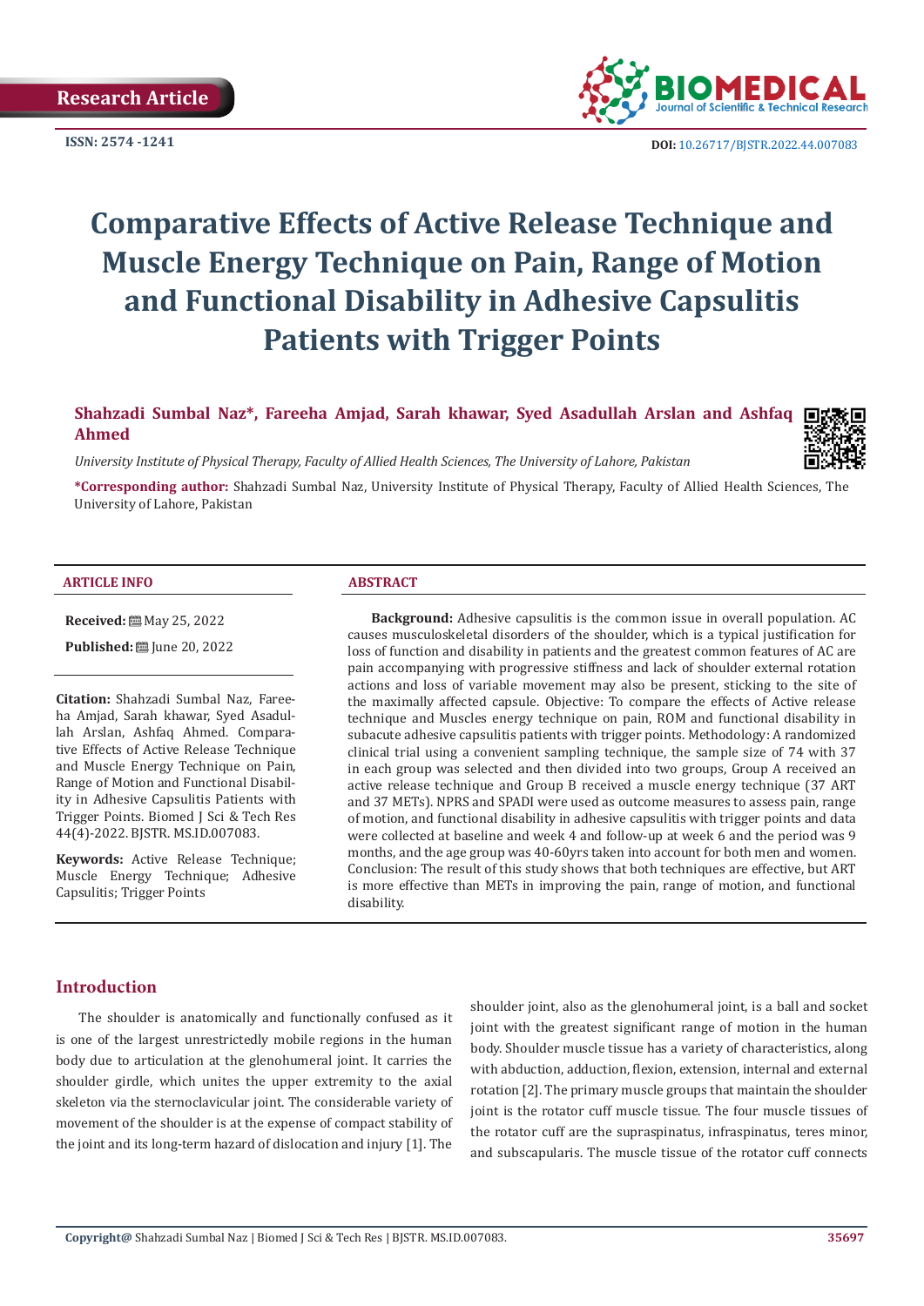Research Article

ISSN: 2574 -1241

DOI: 10.26717/BJSTR.2022.44.007083

# Comparative Effects of Active Release Technique and Muscle Energy Technique on Pain, Range of Motion and Functional Disability in Adhesive Capsulitis Patients with Trigger Points

**Shahzadi Sumbal Naz*, Fareeha Amjad, Sarah khawar, Syed Asadullah Arslan and Ashfaq Ahmed**

*University Institute of Physical Therapy, Faculty of Allied Health Sciences, The University of Lahore, Pakistan*

***Corresponding author:** Shahzadi Sumbal Naz, University Institute of Physical Therapy, Faculty of Allied Health Sciences, The University of Lahore, Pakistan

## ARTICLE INFO

**Received:** May 25, 2022

**Published:** June 20, 2022

**Citation:** Shahzadi Sumbal Naz, Fareeha Amjad, Sarah khawar, Syed Asadullah Arslan, Ashfaq Ahmed. Comparative Effects of Active Release Technique and Muscle Energy Technique on Pain, Range of Motion and Functional Disability in Adhesive Capsulitis Patients with Trigger Points. Biomed J Sci & Tech Res 44(4)-2022. BJSTR. MS.ID.007083.

**Keywords:** Active Release Technique; Muscle Energy Technique; Adhesive Capsulitis; Trigger Points

## ABSTRACT

**Background:** Adhesive capsulitis is the common issue in overall population. AC causes musculoskeletal disorders of the shoulder, which is a typical justification for loss of function and disability in patients and the greatest common features of AC are pain accompanying with progressive stiffness and lack of shoulder external rotation actions and loss of variable movement may also be present, sticking to the site of the maximally affected capsule. Objective: To compare the effects of Active release technique and Muscles energy technique on pain, ROM and functional disability in subacute adhesive capsulitis patients with trigger points. Methodology: A randomized clinical trial using a convenient sampling technique, the sample size of 74 with 37 in each group was selected and then divided into two groups, Group A received an active release technique and Group B received a muscle energy technique (37 ART and 37 METs). NPRS and SPADI were used as outcome measures to assess pain, range of motion, and functional disability in adhesive capsulitis with trigger points and data were collected at baseline and week 4 and follow-up at week 6 and the period was 9 months, and the age group was 40-60yrs taken into account for both men and women. Conclusion: The result of this study shows that both techniques are effective, but ART is more effective than METs in improving the pain, range of motion, and functional disability.

## Introduction

The shoulder is anatomically and functionally confused as it is one of the largest unrestrictedly mobile regions in the human body due to articulation at the glenohumeral joint. It carries the shoulder girdle, which unites the upper extremity to the axial skeleton via the sternoclavicular joint. The considerable variety of movement of the shoulder is at the expense of compact stability of the joint and its long-term hazard of dislocation and injury [1]. The shoulder joint, also as the glenohumeral joint, is a ball and socket joint with the greatest significant range of motion in the human body. Shoulder muscle tissue has a variety of characteristics, along with abduction, adduction, flexion, extension, internal and external rotation [2]. The primary muscle groups that maintain the shoulder joint is the rotator cuff muscle tissue. The four muscle tissues of the rotator cuff are the supraspinatus, infraspinatus, teres minor, and subscapularis. The muscle tissue of the rotator cuff connects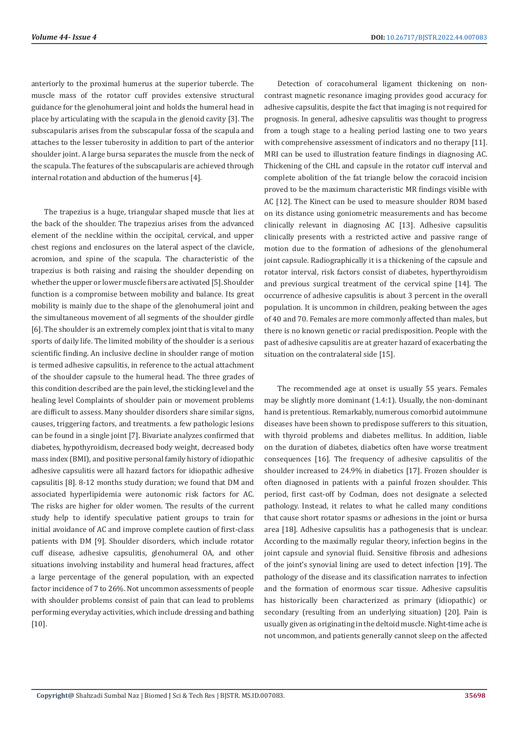anteriorly to the proximal humerus at the superior tubercle. The muscle mass of the rotator cuff provides extensive structural guidance for the glenohumeral joint and holds the humeral head in place by articulating with the scapula in the glenoid cavity [3]. The subscapularis arises from the subscapular fossa of the scapula and attaches to the lesser tuberosity in addition to part of the anterior shoulder joint. A large bursa separates the muscle from the neck of the scapula. The features of the subscapularis are achieved through internal rotation and abduction of the humerus [4].

The trapezius is a huge, triangular shaped muscle that lies at the back of the shoulder. The trapezius arises from the advanced element of the neckline within the occipital, cervical, and upper chest regions and enclosures on the lateral aspect of the clavicle, acromion, and spine of the scapula. The characteristic of the trapezius is both raising and raising the shoulder depending on whether the upper or lower muscle fibers are activated [5]. Shoulder function is a compromise between mobility and balance. Its great mobility is mainly due to the shape of the glenohumeral joint and the simultaneous movement of all segments of the shoulder girdle [6]. The shoulder is an extremely complex joint that is vital to many sports of daily life. The limited mobility of the shoulder is a serious scientific finding. An inclusive decline in shoulder range of motion is termed adhesive capsulitis, in reference to the actual attachment of the shoulder capsule to the humeral head. The three grades of this condition described are the pain level, the sticking level and the healing level Complaints of shoulder pain or movement problems are difficult to assess. Many shoulder disorders share similar signs, causes, triggering factors, and treatments. a few pathologic lesions can be found in a single joint [7]. Bivariate analyzes confirmed that diabetes, hypothyroidism, decreased body weight, decreased body mass index (BMI), and positive personal family history of idiopathic adhesive capsulitis were all hazard factors for idiopathic adhesive capsulitis [8]. 8-12 months study duration; we found that DM and associated hyperlipidemia were autonomic risk factors for AC. The risks are higher for older women. The results of the current study help to identify speculative patient groups to train for initial avoidance of AC and improve complete caution of first-class patients with DM [9]. Shoulder disorders, which include rotator cuff disease, adhesive capsulitis, glenohumeral OA, and other situations involving instability and humeral head fractures, affect a large percentage of the general population, with an expected factor incidence of 7 to 26%. Not uncommon assessments of people with shoulder problems consist of pain that can lead to problems performing everyday activities, which include dressing and bathing [10].

Detection of coracohumeral ligament thickening on non-contrast magnetic resonance imaging provides good accuracy for adhesive capsulitis, despite the fact that imaging is not required for prognosis. In general, adhesive capsulitis was thought to progress from a tough stage to a healing period lasting one to two years with comprehensive assessment of indicators and no therapy [11]. MRI can be used to illustration feature findings in diagnosing AC. Thickening of the CHL and capsule in the rotator cuff interval and complete abolition of the fat triangle below the coracoid incision proved to be the maximum characteristic MR findings visible with AC [12]. The Kinect can be used to measure shoulder ROM based on its distance using goniometric measurements and has become clinically relevant in diagnosing AC [13]. Adhesive capsulitis clinically presents with a restricted active and passive range of motion due to the formation of adhesions of the glenohumeral joint capsule. Radiographically it is a thickening of the capsule and rotator interval, risk factors consist of diabetes, hyperthyroidism and previous surgical treatment of the cervical spine [14]. The occurrence of adhesive capsulitis is about 3 percent in the overall population. It is uncommon in children, peaking between the ages of 40 and 70. Females are more commonly affected than males, but there is no known genetic or racial predisposition. People with the past of adhesive capsulitis are at greater hazard of exacerbating the situation on the contralateral side [15].

The recommended age at onset is usually 55 years. Females may be slightly more dominant (1.4:1). Usually, the non-dominant hand is pretentious. Remarkably, numerous comorbid autoimmune diseases have been shown to predispose sufferers to this situation, with thyroid problems and diabetes mellitus. In addition, liable on the duration of diabetes, diabetics often have worse treatment consequences [16]. The frequency of adhesive capsulitis of the shoulder increased to 24.9% in diabetics [17]. Frozen shoulder is often diagnosed in patients with a painful frozen shoulder. This period, first cast-off by Codman, does not designate a selected pathology. Instead, it relates to what he called many conditions that cause short rotator spasms or adhesions in the joint or bursa area [18]. Adhesive capsulitis has a pathogenesis that is unclear. According to the maximally regular theory, infection begins in the joint capsule and synovial fluid. Sensitive fibrosis and adhesions of the joint's synovial lining are used to detect infection [19]. The pathology of the disease and its classification narrates to infection and the formation of enormous scar tissue. Adhesive capsulitis has historically been characterized as primary (idiopathic) or secondary (resulting from an underlying situation) [20]. Pain is usually given as originating in the deltoid muscle. Night-time ache is not uncommon, and patients generally cannot sleep on the affected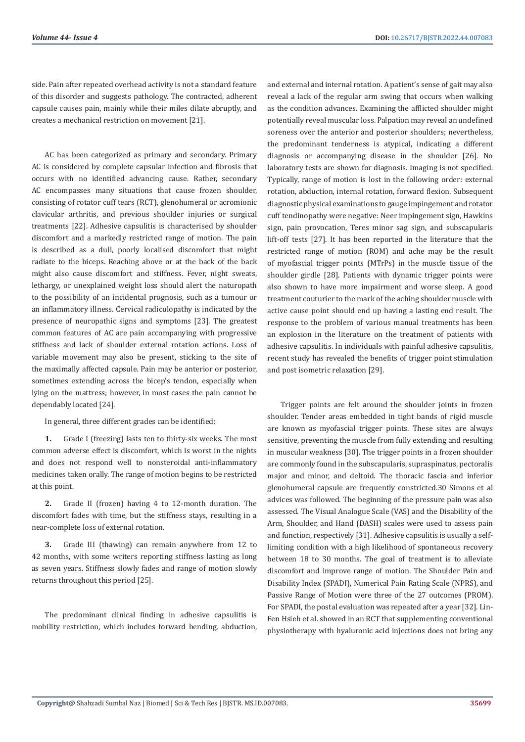side. Pain after repeated overhead activity is not a standard feature of this disorder and suggests pathology. The contracted, adherent capsule causes pain, mainly while their miles dilate abruptly, and creates a mechanical restriction on movement [21].

AC has been categorized as primary and secondary. Primary AC is considered by complete capsular infection and fibrosis that occurs with no identified advancing cause. Rather, secondary AC encompasses many situations that cause frozen shoulder, consisting of rotator cuff tears (RCT), glenohumeral or acromionic clavicular arthritis, and previous shoulder injuries or surgical treatments [22]. Adhesive capsulitis is characterised by shoulder discomfort and a markedly restricted range of motion. The pain is described as a dull, poorly localised discomfort that might radiate to the biceps. Reaching above or at the back of the back might also cause discomfort and stiffness. Fever, night sweats, lethargy, or unexplained weight loss should alert the naturopath to the possibility of an incidental prognosis, such as a tumour or an inflammatory illness. Cervical radiculopathy is indicated by the presence of neuropathic signs and symptoms [23]. The greatest common features of AC are pain accompanying with progressive stiffness and lack of shoulder external rotation actions. Loss of variable movement may also be present, sticking to the site of the maximally affected capsule. Pain may be anterior or posterior, sometimes extending across the bicep's tendon, especially when lying on the mattress; however, in most cases the pain cannot be dependably located [24].

In general, three different grades can be identified:

1. Grade I (freezing) lasts ten to thirty-six weeks. The most common adverse effect is discomfort, which is worst in the nights and does not respond well to nonsteroidal anti-inflammatory medicines taken orally. The range of motion begins to be restricted at this point.
2. Grade II (frozen) having 4 to 12-month duration. The discomfort fades with time, but the stiffness stays, resulting in a near-complete loss of external rotation.
3. Grade III (thawing) can remain anywhere from 12 to 42 months, with some writers reporting stiffness lasting as long as seven years. Stiffness slowly fades and range of motion slowly returns throughout this period [25].

The predominant clinical finding in adhesive capsulitis is mobility restriction, which includes forward bending, abduction, and external and internal rotation. A patient's sense of gait may also reveal a lack of the regular arm swing that occurs when walking as the condition advances. Examining the afflicted shoulder might potentially reveal muscular loss. Palpation may reveal an undefined soreness over the anterior and posterior shoulders; nevertheless, the predominant tenderness is atypical, indicating a different diagnosis or accompanying disease in the shoulder [26]. No laboratory tests are shown for diagnosis. Imaging is not specified. Typically, range of motion is lost in the following order: external rotation, abduction, internal rotation, forward flexion. Subsequent diagnostic physical examinations to gauge impingement and rotator cuff tendinopathy were negative: Neer impingement sign, Hawkins sign, pain provocation, Teres minor sag sign, and subscapularis lift-off tests [27]. It has been reported in the literature that the restricted range of motion (ROM) and ache may be the result of myofascial trigger points (MTrPs) in the muscle tissue of the shoulder girdle [28]. Patients with dynamic trigger points were also shown to have more impairment and worse sleep. A good treatment couturier to the mark of the aching shoulder muscle with active cause point should end up having a lasting end result. The response to the problem of various manual treatments has been an explosion in the literature on the treatment of patients with adhesive capsulitis. In individuals with painful adhesive capsulitis, recent study has revealed the benefits of trigger point stimulation and post isometric relaxation [29].

Trigger points are felt around the shoulder joints in frozen shoulder. Tender areas embedded in tight bands of rigid muscle are known as myofascial trigger points. These sites are always sensitive, preventing the muscle from fully extending and resulting in muscular weakness [30]. The trigger points in a frozen shoulder are commonly found in the subscapularis, supraspinatus, pectoralis major and minor, and deltoid. The thoracic fascia and inferior glenohumeral capsule are frequently constricted.30 Simons et al advices was followed. The beginning of the pressure pain was also assessed. The Visual Analogue Scale (VAS) and the Disability of the Arm, Shoulder, and Hand (DASH) scales were used to assess pain and function, respectively [31]. Adhesive capsulitis is usually a self-limiting condition with a high likelihood of spontaneous recovery between 18 to 30 months. The goal of treatment is to alleviate discomfort and improve range of motion. The Shoulder Pain and Disability Index (SPADI), Numerical Pain Rating Scale (NPRS), and Passive Range of Motion were three of the 27 outcomes (PROM). For SPADI, the postal evaluation was repeated after a year [32]. Lin-Fen Hsieh et al. showed in an RCT that supplementing conventional physiotherapy with hyaluronic acid injections does not bring any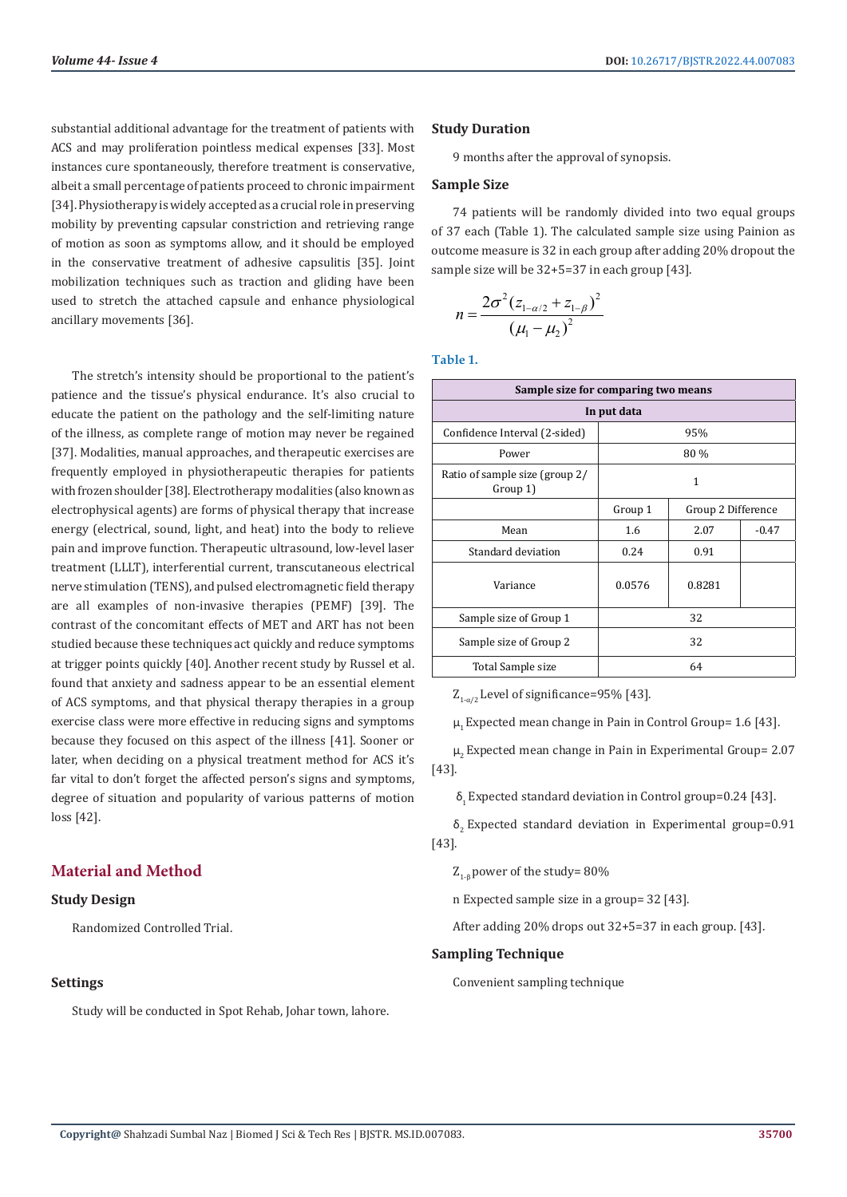substantial additional advantage for the treatment of patients with ACS and may proliferation pointless medical expenses [33]. Most instances cure spontaneously, therefore treatment is conservative, albeit a small percentage of patients proceed to chronic impairment [34]. Physiotherapy is widely accepted as a crucial role in preserving mobility by preventing capsular constriction and retrieving range of motion as soon as symptoms allow, and it should be employed in the conservative treatment of adhesive capsulitis [35]. Joint mobilization techniques such as traction and gliding have been used to stretch the attached capsule and enhance physiological ancillary movements [36].

The stretch's intensity should be proportional to the patient's patience and the tissue's physical endurance. It's also crucial to educate the patient on the pathology and the self-limiting nature of the illness, as complete range of motion may never be regained [37]. Modalities, manual approaches, and therapeutic exercises are frequently employed in physiotherapeutic therapies for patients with frozen shoulder [38]. Electrotherapy modalities (also known as electrophysical agents) are forms of physical therapy that increase energy (electrical, sound, light, and heat) into the body to relieve pain and improve function. Therapeutic ultrasound, low-level laser treatment (LLLT), interferential current, transcutaneous electrical nerve stimulation (TENS), and pulsed electromagnetic field therapy are all examples of non-invasive therapies (PEMF) [39]. The contrast of the concomitant effects of MET and ART has not been studied because these techniques act quickly and reduce symptoms at trigger points quickly [40]. Another recent study by Russel et al. found that anxiety and sadness appear to be an essential element of ACS symptoms, and that physical therapy therapies in a group exercise class were more effective in reducing signs and symptoms because they focused on this aspect of the illness [41]. Sooner or later, when deciding on a physical treatment method for ACS it's far vital to don't forget the affected person's signs and symptoms, degree of situation and popularity of various patterns of motion loss [42].

## Material and Method

### Study Design

Randomized Controlled Trial.

### Settings

Study will be conducted in Spot Rehab, Johar town, lahore.

### Study Duration

9 months after the approval of synopsis.

### Sample Size

74 patients will be randomly divided into two equal groups of 37 each (Table 1). The calculated sample size using Painion as outcome measure is 32 in each group after adding 20% dropout the sample size will be 32+5=37 in each group [43].

$$n = \frac{2\sigma^2 (z_{1-\alpha/2} + z_{1-\beta})^2}{(\mu_1 - \mu_2)^2}$$

**Table 1.**

| Sample size for comparing two means | | | |
|---|---|---|---|
| In put data | | | |
| Confidence Interval (2-sided) | 95% | | |
| Power | 80 % | | |
| Ratio of sample size (group 2/ Group 1) | 1 | | |
| | Group 1 | Group 2 | Difference |
| Mean | 1.6 | 2.07 | -0.47 |
| Standard deviation | 0.24 | 0.91 | |
| Variance | 0.0576 | 0.8281 | |
| Sample size of Group 1 | 32 | | |
| Sample size of Group 2 | 32 | | |
| Total Sample size | 64 | | |

$Z_{1-\alpha/2}$ Level of significance=95% [43].

$\mu_1$ Expected mean change in Pain in Control Group= 1.6 [43].

$\mu_2$ Expected mean change in Pain in Experimental Group= 2.07 [43].

$\delta_1$ Expected standard deviation in Control group=0.24 [43].

$\delta_2$ Expected standard deviation in Experimental group=0.91 [43].

$Z_{1-\beta}$ power of the study= 80%

n Expected sample size in a group= 32 [43].

After adding 20% drops out 32+5=37 in each group. [43].

### Sampling Technique

Convenient sampling technique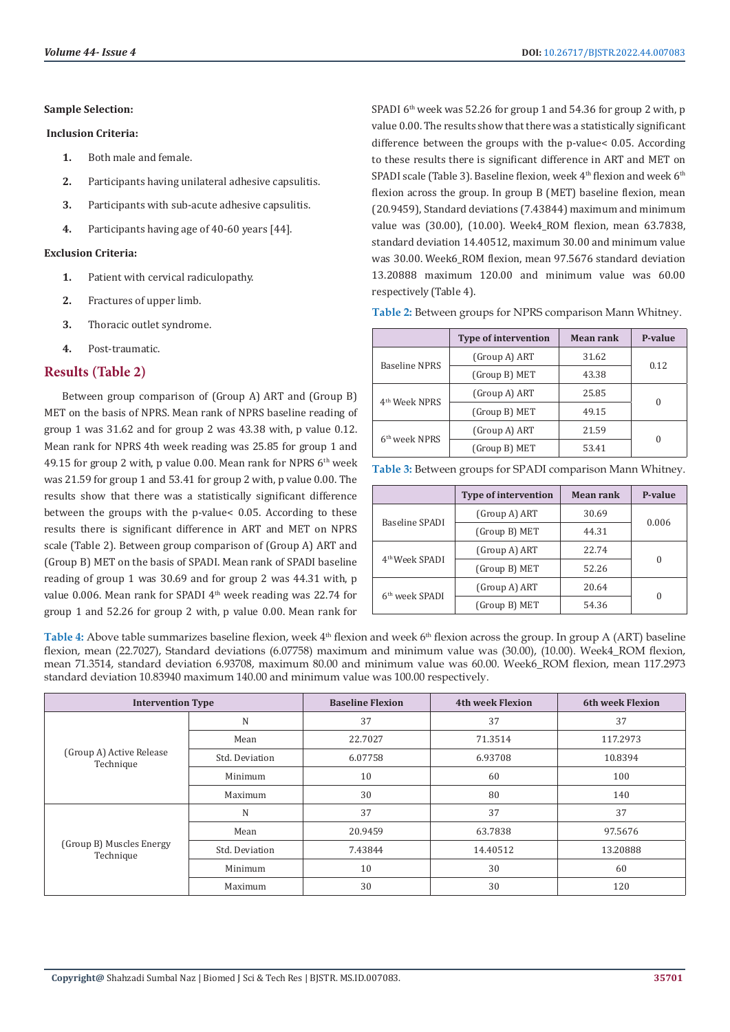**Sample Selection:**

**Inclusion Criteria:**

1. Both male and female.
2. Participants having unilateral adhesive capsulitis.
3. Participants with sub-acute adhesive capsulitis.
4. Participants having age of 40-60 years [44].

**Exclusion Criteria:**

1. Patient with cervical radiculopathy.
2. Fractures of upper limb.
3. Thoracic outlet syndrome.
4. Post-traumatic.

## Results (Table 2)

Between group comparison of (Group A) ART and (Group B) MET on the basis of NPRS. Mean rank of NPRS baseline reading of group 1 was 31.62 and for group 2 was 43.38 with, p value 0.12. Mean rank for NPRS 4th week reading was 25.85 for group 1 and 49.15 for group 2 with, p value 0.00. Mean rank for NPRS 6th week was 21.59 for group 1 and 53.41 for group 2 with, p value 0.00. The results show that there was a statistically significant difference between the groups with the p-value< 0.05. According to these results there is significant difference in ART and MET on NPRS scale (Table 2). Between group comparison of (Group A) ART and (Group B) MET on the basis of SPADI. Mean rank of SPADI baseline reading of group 1 was 30.69 and for group 2 was 44.31 with, p value 0.006. Mean rank for SPADI 4th week reading was 22.74 for group 1 and 52.26 for group 2 with, p value 0.00. Mean rank for SPADI 6th week was 52.26 for group 1 and 54.36 for group 2 with, p value 0.00. The results show that there was a statistically significant difference between the groups with the p-value< 0.05. According to these results there is significant difference in ART and MET on SPADI scale (Table 3). Baseline flexion, week 4th flexion and week 6th flexion across the group. In group B (MET) baseline flexion, mean (20.9459), Standard deviations (7.43844) maximum and minimum value was (30.00), (10.00). Week4_ROM flexion, mean 63.7838, standard deviation 14.40512, maximum 30.00 and minimum value was 30.00. Week6_ROM flexion, mean 97.5676 standard deviation 13.20888 maximum 120.00 and minimum value was 60.00 respectively (Table 4).

**Table 2:** Between groups for NPRS comparison Mann Whitney.

| | Type of intervention | Mean rank | P-value |
|---|---|---|---|
| Baseline NPRS | (Group A) ART | 31.62 | 0.12 |
| | (Group B) MET | 43.38 | |
| 4th Week NPRS | (Group A) ART | 25.85 | 0 |
| | (Group B) MET | 49.15 | |
| 6th week NPRS | (Group A) ART | 21.59 | 0 |
| | (Group B) MET | 53.41 | |

**Table 3:** Between groups for SPADI comparison Mann Whitney.

| | Type of intervention | Mean rank | P-value |
|---|---|---|---|
| Baseline SPADI | (Group A) ART | 30.69 | 0.006 |
| | (Group B) MET | 44.31 | |
| 4th Week SPADI | (Group A) ART | 22.74 | 0 |
| | (Group B) MET | 52.26 | |
| 6th week SPADI | (Group A) ART | 20.64 | 0 |
| | (Group B) MET | 54.36 | |

**Table 4:** Above table summarizes baseline flexion, week 4th flexion and week 6th flexion across the group. In group A (ART) baseline flexion, mean (22.7027), Standard deviations (6.07758) maximum and minimum value was (30.00), (10.00). Week4_ROM flexion, mean 71.3514, standard deviation 6.93708, maximum 80.00 and minimum value was 60.00. Week6_ROM flexion, mean 117.2973 standard deviation 10.83940 maximum 140.00 and minimum value was 100.00 respectively.

| Intervention Type | | Baseline Flexion | 4th week Flexion | 6th week Flexion |
|---|---|---|---|---|
| (Group A) Active Release Technique | N | 37 | 37 | 37 |
| | Mean | 22.7027 | 71.3514 | 117.2973 |
| | Std. Deviation | 6.07758 | 6.93708 | 10.8394 |
| | Minimum | 10 | 60 | 100 |
| | Maximum | 30 | 80 | 140 |
| (Group B) Muscles Energy Technique | N | 37 | 37 | 37 |
| | Mean | 20.9459 | 63.7838 | 97.5676 |
| | Std. Deviation | 7.43844 | 14.40512 | 13.20888 |
| | Minimum | 10 | 30 | 60 |
| | Maximum | 30 | 30 | 120 |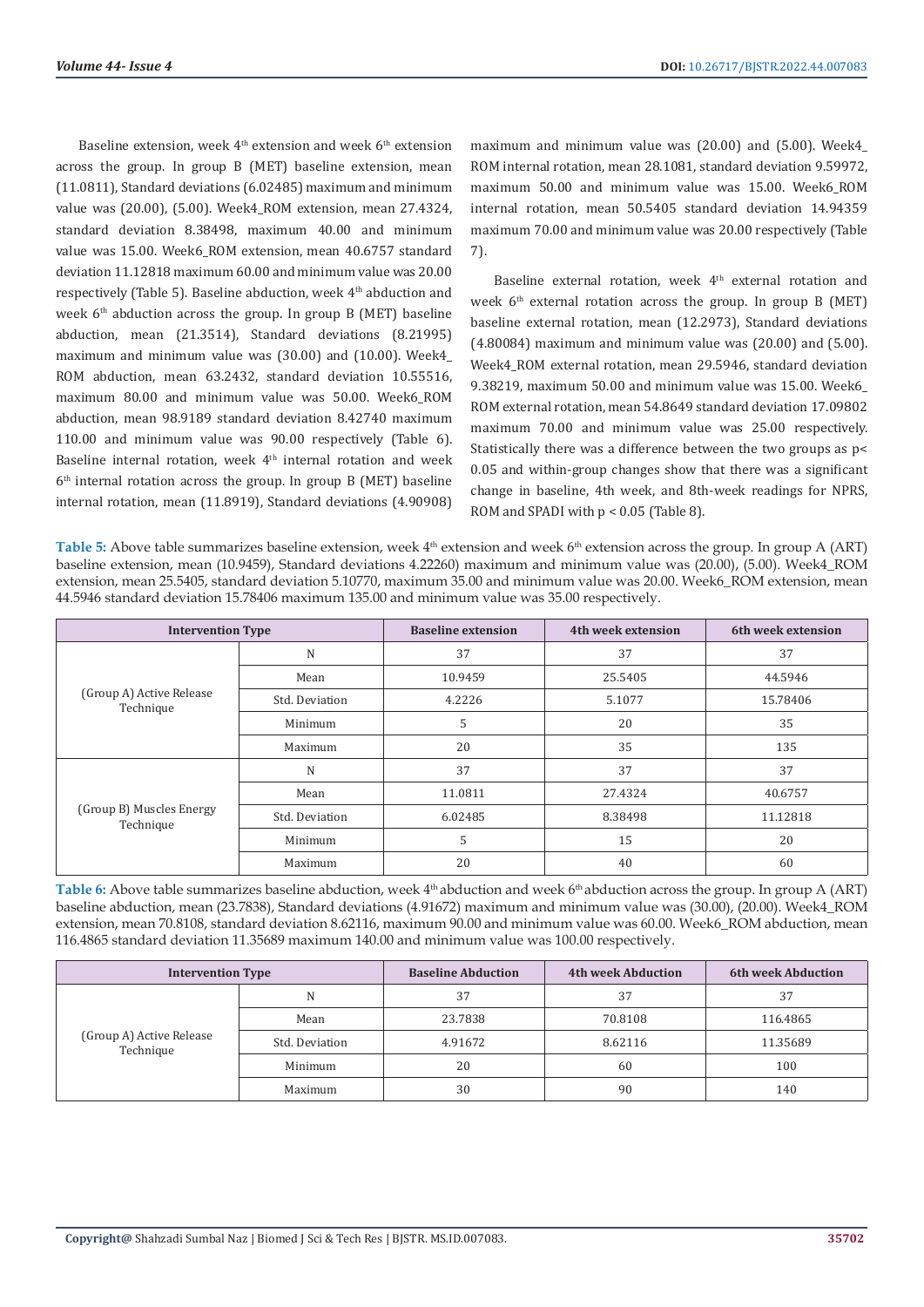Baseline extension, week 4th extension and week 6th extension across the group. In group B (MET) baseline extension, mean (11.0811), Standard deviations (6.02485) maximum and minimum value was (20.00), (5.00). Week4_ROM extension, mean 27.4324, standard deviation 8.38498, maximum 40.00 and minimum value was 15.00. Week6_ROM extension, mean 40.6757 standard deviation 11.12818 maximum 60.00 and minimum value was 20.00 respectively (Table 5). Baseline abduction, week 4th abduction and week 6th abduction across the group. In group B (MET) baseline abduction, mean (21.3514), Standard deviations (8.21995) maximum and minimum value was (30.00) and (10.00). Week4_ROM abduction, mean 63.2432, standard deviation 10.55516, maximum 80.00 and minimum value was 50.00. Week6_ROM abduction, mean 98.9189 standard deviation 8.42740 maximum 110.00 and minimum value was 90.00 respectively (Table 6). Baseline internal rotation, week 4th internal rotation and week 6th internal rotation across the group. In group B (MET) baseline internal rotation, mean (11.8919), Standard deviations (4.90908) maximum and minimum value was (20.00) and (5.00). Week4_ROM internal rotation, mean 28.1081, standard deviation 9.59972, maximum 50.00 and minimum value was 15.00. Week6_ROM internal rotation, mean 50.5405 standard deviation 14.94359 maximum 70.00 and minimum value was 20.00 respectively (Table 7).

Baseline external rotation, week 4th external rotation and week 6th external rotation across the group. In group B (MET) baseline external rotation, mean (12.2973), Standard deviations (4.80084) maximum and minimum value was (20.00) and (5.00). Week4_ROM external rotation, mean 29.5946, standard deviation 9.38219, maximum 50.00 and minimum value was 15.00. Week6_ROM external rotation, mean 54.8649 standard deviation 17.09802 maximum 70.00 and minimum value was 25.00 respectively. Statistically there was a difference between the two groups as $p < 0.05$ and within-group changes show that there was a significant change in baseline, 4th week, and 8th-week readings for NPRS, ROM and SPADI with $p < 0.05$ (Table 8).

**Table 5:** Above table summarizes baseline extension, week 4th extension and week 6th extension across the group. In group A (ART) baseline extension, mean (10.9459), Standard deviations 4.22260) maximum and minimum value was (20.00), (5.00). Week4_ROM extension, mean 25.5405, standard deviation 5.10770, maximum 35.00 and minimum value was 20.00. Week6_ROM extension, mean 44.5946 standard deviation 15.78406 maximum 135.00 and minimum value was 35.00 respectively.

| Intervention Type | | Baseline extension | 4th week extension | 6th week extension |
|---|---|---|---|---|
| (Group A) Active Release Technique | N | 37 | 37 | 37 |
| | Mean | 10.9459 | 25.5405 | 44.5946 |
| | Std. Deviation | 4.2226 | 5.1077 | 15.78406 |
| | Minimum | 5 | 20 | 35 |
| | Maximum | 20 | 35 | 135 |
| (Group B) Muscles Energy Technique | N | 37 | 37 | 37 |
| | Mean | 11.0811 | 27.4324 | 40.6757 |
| | Std. Deviation | 6.02485 | 8.38498 | 11.12818 |
| | Minimum | 5 | 15 | 20 |
| | Maximum | 20 | 40 | 60 |

**Table 6:** Above table summarizes baseline abduction, week 4th abduction and week 6th abduction across the group. In group A (ART) baseline abduction, mean (23.7838), Standard deviations (4.91672) maximum and minimum value was (30.00), (20.00). Week4_ROM extension, mean 70.8108, standard deviation 8.62116, maximum 90.00 and minimum value was 60.00. Week6_ROM abduction, mean 116.4865 standard deviation 11.35689 maximum 140.00 and minimum value was 100.00 respectively.

| Intervention Type | | Baseline Abduction | 4th week Abduction | 6th week Abduction |
|---|---|---|---|---|
| (Group A) Active Release Technique | N | 37 | 37 | 37 |
| | Mean | 23.7838 | 70.8108 | 116.4865 |
| | Std. Deviation | 4.91672 | 8.62116 | 11.35689 |
| | Minimum | 20 | 60 | 100 |
| | Maximum | 30 | 90 | 140 |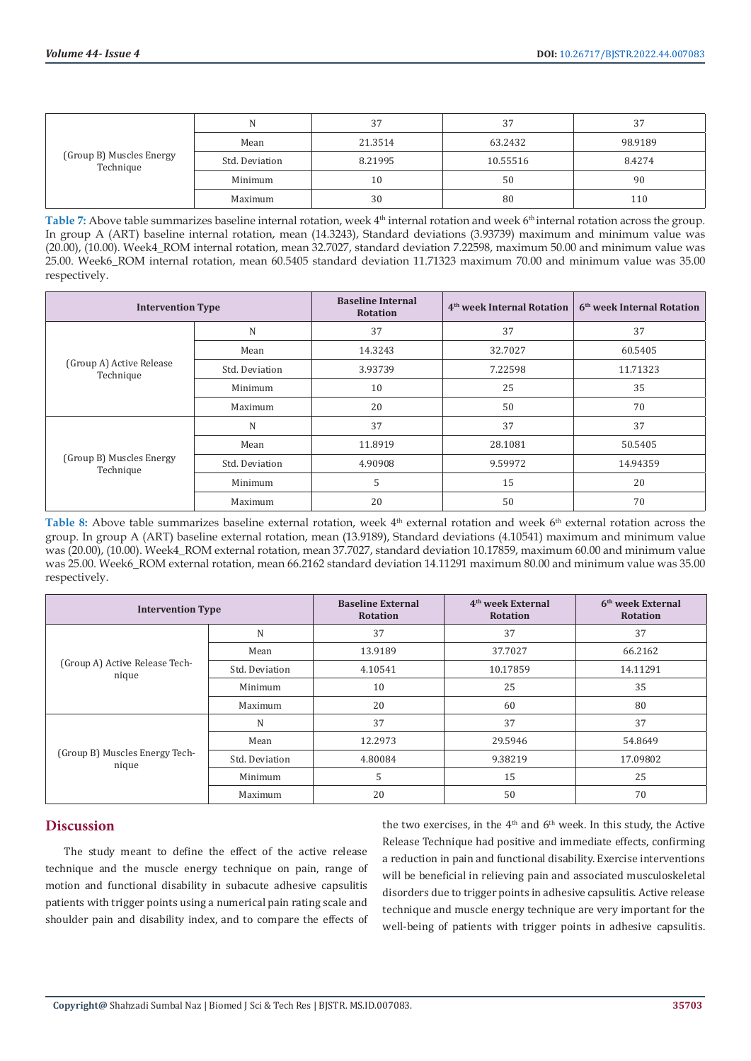| | | | | |
|---|---|---|---|---|
| (Group B) Muscles Energy Technique | N | 37 | 37 | 37 |
| | Mean | 21.3514 | 63.2432 | 98.9189 |
| | Std. Deviation | 8.21995 | 10.55516 | 8.4274 |
| | Minimum | 10 | 50 | 90 |
| | Maximum | 30 | 80 | 110 |

**Table 7:** Above table summarizes baseline internal rotation, week 4th internal rotation and week 6th internal rotation across the group. In group A (ART) baseline internal rotation, mean (14.3243), Standard deviations (3.93739) maximum and minimum value was (20.00), (10.00). Week4_ROM internal rotation, mean 32.7027, standard deviation 7.22598, maximum 50.00 and minimum value was 25.00. Week6_ROM internal rotation, mean 60.5405 standard deviation 11.71323 maximum 70.00 and minimum value was 35.00 respectively.

| Intervention Type | | Baseline Internal Rotation | 4th week Internal Rotation | 6th week Internal Rotation |
|---|---|---|---|---|
| (Group A) Active Release Technique | N | 37 | 37 | 37 |
| | Mean | 14.3243 | 32.7027 | 60.5405 |
| | Std. Deviation | 3.93739 | 7.22598 | 11.71323 |
| | Minimum | 10 | 25 | 35 |
| | Maximum | 20 | 50 | 70 |
| (Group B) Muscles Energy Technique | N | 37 | 37 | 37 |
| | Mean | 11.8919 | 28.1081 | 50.5405 |
| | Std. Deviation | 4.90908 | 9.59972 | 14.94359 |
| | Minimum | 5 | 15 | 20 |
| | Maximum | 20 | 50 | 70 |

**Table 8:** Above table summarizes baseline external rotation, week 4th external rotation and week 6th external rotation across the group. In group A (ART) baseline external rotation, mean (13.9189), Standard deviations (4.10541) maximum and minimum value was (20.00), (10.00). Week4_ROM external rotation, mean 37.7027, standard deviation 10.17859, maximum 60.00 and minimum value was 25.00. Week6_ROM external rotation, mean 66.2162 standard deviation 14.11291 maximum 80.00 and minimum value was 35.00 respectively.

| Intervention Type | | Baseline External Rotation | 4th week External Rotation | 6th week External Rotation |
|---|---|---|---|---|
| (Group A) Active Release Technique | N | 37 | 37 | 37 |
| | Mean | 13.9189 | 37.7027 | 66.2162 |
| | Std. Deviation | 4.10541 | 10.17859 | 14.11291 |
| | Minimum | 10 | 25 | 35 |
| | Maximum | 20 | 60 | 80 |
| (Group B) Muscles Energy Technique | N | 37 | 37 | 37 |
| | Mean | 12.2973 | 29.5946 | 54.8649 |
| | Std. Deviation | 4.80084 | 9.38219 | 17.09802 |
| | Minimum | 5 | 15 | 25 |
| | Maximum | 20 | 50 | 70 |

## Discussion

The study meant to define the effect of the active release technique and the muscle energy technique on pain, range of motion and functional disability in subacute adhesive capsulitis patients with trigger points using a numerical pain rating scale and shoulder pain and disability index, and to compare the effects of the two exercises, in the 4th and 6th week. In this study, the Active Release Technique had positive and immediate effects, confirming a reduction in pain and functional disability. Exercise interventions will be beneficial in relieving pain and associated musculoskeletal disorders due to trigger points in adhesive capsulitis. Active release technique and muscle energy technique are very important for the well-being of patients with trigger points in adhesive capsulitis.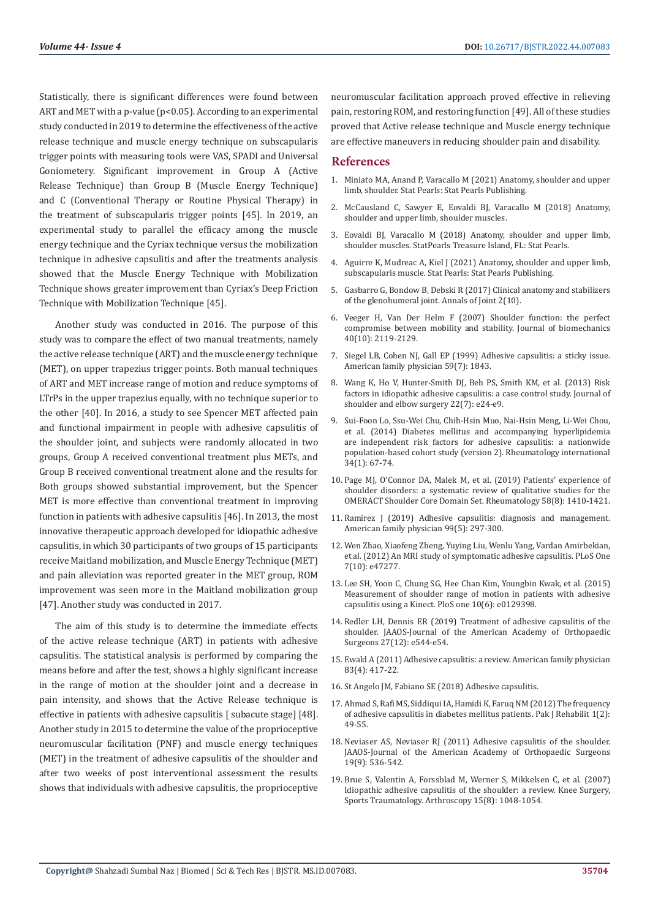Statistically, there is significant differences were found between ART and MET with a p-value ($p<0.05$). According to an experimental study conducted in 2019 to determine the effectiveness of the active release technique and muscle energy technique on subscapularis trigger points with measuring tools were VAS, SPADI and Universal Goniometery. Significant improvement in Group A (Active Release Technique) than Group B (Muscle Energy Technique) and C (Conventional Therapy or Routine Physical Therapy) in the treatment of subscapularis trigger points [45]. In 2019, an experimental study to parallel the efficacy among the muscle energy technique and the Cyriax technique versus the mobilization technique in adhesive capsulitis and after the treatments analysis showed that the Muscle Energy Technique with Mobilization Technique shows greater improvement than Cyriax's Deep Friction Technique with Mobilization Technique [45].

Another study was conducted in 2016. The purpose of this study was to compare the effect of two manual treatments, namely the active release technique (ART) and the muscle energy technique (MET), on upper trapezius trigger points. Both manual techniques of ART and MET increase range of motion and reduce symptoms of LTrPs in the upper trapezius equally, with no technique superior to the other [40]. In 2016, a study to see Spencer MET affected pain and functional impairment in people with adhesive capsulitis of the shoulder joint, and subjects were randomly allocated in two groups, Group A received conventional treatment plus METs, and Group B received conventional treatment alone and the results for Both groups showed substantial improvement, but the Spencer MET is more effective than conventional treatment in improving function in patients with adhesive capsulitis [46]. In 2013, the most innovative therapeutic approach developed for idiopathic adhesive capsulitis, in which 30 participants of two groups of 15 participants receive Maitland mobilization, and Muscle Energy Technique (MET) and pain alleviation was reported greater in the MET group, ROM improvement was seen more in the Maitland mobilization group [47]. Another study was conducted in 2017.

The aim of this study is to determine the immediate effects of the active release technique (ART) in patients with adhesive capsulitis. The statistical analysis is performed by comparing the means before and after the test, shows a highly significant increase in the range of motion at the shoulder joint and a decrease in pain intensity, and shows that the Active Release technique is effective in patients with adhesive capsulitis [ subacute stage] [48]. Another study in 2015 to determine the value of the proprioceptive neuromuscular facilitation (PNF) and muscle energy techniques (MET) in the treatment of adhesive capsulitis of the shoulder and after two weeks of post interventional assessment the results shows that individuals with adhesive capsulitis, the proprioceptive neuromuscular facilitation approach proved effective in relieving pain, restoring ROM, and restoring function [49]. All of these studies proved that Active release technique and Muscle energy technique are effective maneuvers in reducing shoulder pain and disability.

## References

1. Miniato MA, Anand P, Varacallo M (2021) Anatomy, shoulder and upper limb, shoulder. Stat Pearls: Stat Pearls Publishing.
2. McCausland C, Sawyer E, Eovaldi BJ, Varacallo M (2018) Anatomy, shoulder and upper limb, shoulder muscles.
3. Eovaldi BJ, Varacallo M (2018) Anatomy, shoulder and upper limb, shoulder muscles. StatPearls Treasure Island, FL: Stat Pearls.
4. Aguirre K, Mudreac A, Kiel J (2021) Anatomy, shoulder and upper limb, subscapularis muscle. Stat Pearls: Stat Pearls Publishing.
5. Gasbarro G, Bondow B, Debski R (2017) Clinical anatomy and stabilizers of the glenohumeral joint. Annals of Joint 2(10).
6. Veeger H, Van Der Helm F (2007) Shoulder function: the perfect compromise between mobility and stability. Journal of biomechanics 40(10): 2119-2129.
7. Siegel LB, Cohen NJ, Gall EP (1999) Adhesive capsulitis: a sticky issue. American family physician 59(7): 1843.
8. Wang K, Ho V, Hunter-Smith DJ, Beh PS, Smith KM, et al. (2013) Risk factors in idiopathic adhesive capsulitis: a case control study. Journal of shoulder and elbow surgery 22(7): e24-e9.
9. Sui-Foon Lo, Ssu-Wei Chu, Chih-Hsin Muo, Nai-Hsin Meng, Li-Wei Chou, et al. (2014) Diabetes mellitus and accompanying hyperlipidemia are independent risk factors for adhesive capsulitis: a nationwide population-based cohort study (version 2). Rheumatology international 34(1): 67-74.
10. Page MJ, O'Connor DA, Malek M, et al. (2019) Patients' experience of shoulder disorders: a systematic review of qualitative studies for the OMERACT Shoulder Core Domain Set. Rheumatology 58(8): 1410-1421.
11. Ramirez J (2019) Adhesive capsulitis: diagnosis and management. American family physician 99(5): 297-300.
12. Wen Zhao, Xiaofeng Zheng, Yuying Liu, Wenlu Yang, Vardan Amirbekian, et al. (2012) An MRI study of symptomatic adhesive capsulitis. PLoS One 7(10): e47277.
13. Lee SH, Yoon C, Chung SG, Hee Chan Kim, Youngbin Kwak, et al. (2015) Measurement of shoulder range of motion in patients with adhesive capsulitis using a Kinect. PloS one 10(6): e0129398.
14. Redler LH, Dennis ER (2019) Treatment of adhesive capsulitis of the shoulder. JAAOS-Journal of the American Academy of Orthopaedic Surgeons 27(12): e544-e54.
15. Ewald A (2011) Adhesive capsulitis: a review. American family physician 83(4): 417-22.
16. St Angelo JM, Fabiano SE (2018) Adhesive capsulitis.
17. Ahmad S, Rafi MS, Siddiqui IA, Hamidi K, Faruq NM (2012) The frequency of adhesive capsulitis in diabetes mellitus patients. Pak J Rehabilit 1(2): 49-55.
18. Neviaser AS, Neviaser RJ (2011) Adhesive capsulitis of the shoulder. JAAOS-Journal of the American Academy of Orthopaedic Surgeons 19(9): 536-542.
19. Brue S, Valentin A, Forssblad M, Werner S, Mikkelsen C, et al. (2007) Idiopathic adhesive capsulitis of the shoulder: a review. Knee Surgery, Sports Traumatology. Arthroscopy 15(8): 1048-1054.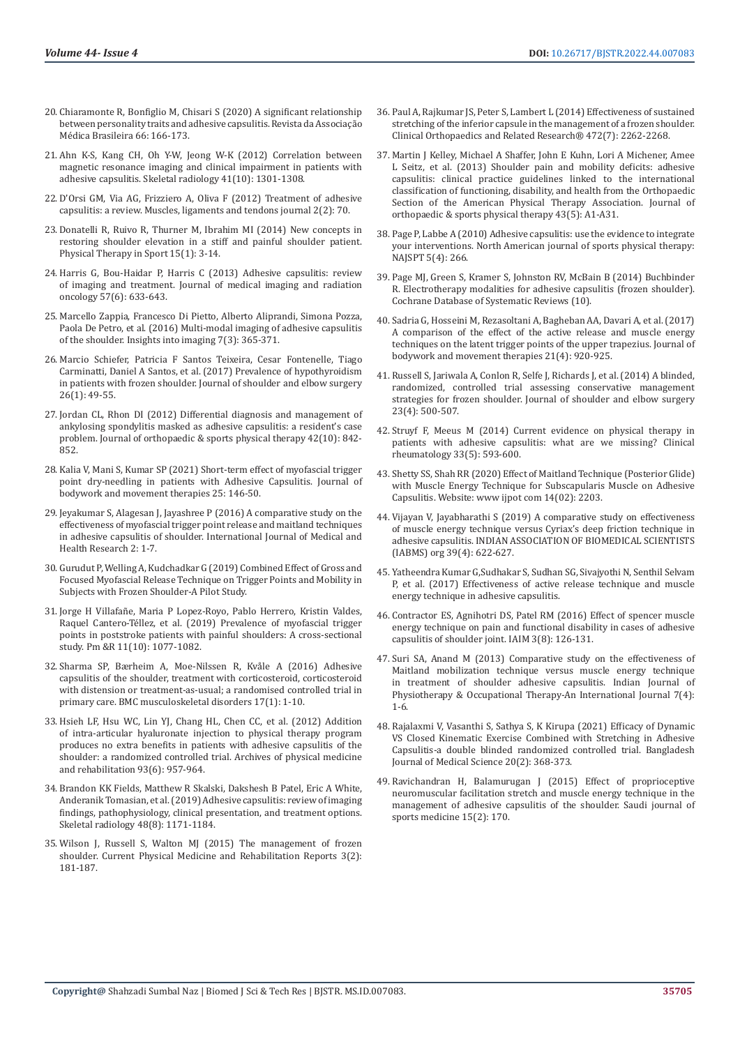20. Chiaramonte R, Bonfiglio M, Chisari S (2020) A significant relationship between personality traits and adhesive capsulitis. Revista da Associação Médica Brasileira 66: 166-173.
21. Ahn K-S, Kang CH, Oh Y-W, Jeong W-K (2012) Correlation between magnetic resonance imaging and clinical impairment in patients with adhesive capsulitis. Skeletal radiology 41(10): 1301-1308.
22. D'Orsi GM, Via AG, Frizziero A, Oliva F (2012) Treatment of adhesive capsulitis: a review. Muscles, ligaments and tendons journal 2(2): 70.
23. Donatelli R, Ruivo R, Thurner M, Ibrahim MI (2014) New concepts in restoring shoulder elevation in a stiff and painful shoulder patient. Physical Therapy in Sport 15(1): 3-14.
24. Harris G, Bou-Haidar P, Harris C (2013) Adhesive capsulitis: review of imaging and treatment. Journal of medical imaging and radiation oncology 57(6): 633-643.
25. Marcello Zappia, Francesco Di Pietto, Alberto Aliprandi, Simona Pozza, Paola De Petro, et al. (2016) Multi-modal imaging of adhesive capsulitis of the shoulder. Insights into imaging 7(3): 365-371.
26. Marcio Schiefer, Patricia F Santos Teixeira, Cesar Fontenelle, Tiago Carminatti, Daniel A Santos, et al. (2017) Prevalence of hypothyroidism in patients with frozen shoulder. Journal of shoulder and elbow surgery 26(1): 49-55.
27. Jordan CL, Rhon DI (2012) Differential diagnosis and management of ankylosing spondylitis masked as adhesive capsulitis: a resident's case problem. Journal of orthopaedic & sports physical therapy 42(10): 842-852.
28. Kalia V, Mani S, Kumar SP (2021) Short-term effect of myofascial trigger point dry-needling in patients with Adhesive Capsulitis. Journal of bodywork and movement therapies 25: 146-50.
29. Jeyakumar S, Alagesan J, Jayashree P (2016) A comparative study on the effectiveness of myofascial trigger point release and maitland techniques in adhesive capsulitis of shoulder. International Journal of Medical and Health Research 2: 1-7.
30. Gurudut P, Welling A, Kudchadkar G (2019) Combined Effect of Gross and Focused Myofascial Release Technique on Trigger Points and Mobility in Subjects with Frozen Shoulder-A Pilot Study.
31. Jorge H Villafañe, Maria P Lopez-Royo, Pablo Herrero, Kristin Valdes, Raquel Cantero-Téllez, et al. (2019) Prevalence of myofascial trigger points in poststroke patients with painful shoulders: A cross-sectional study. Pm &R 11(10): 1077-1082.
32. Sharma SP, Bærheim A, Moe-Nilssen R, Kvåle A (2016) Adhesive capsulitis of the shoulder, treatment with corticosteroid, corticosteroid with distension or treatment-as-usual; a randomised controlled trial in primary care. BMC musculoskeletal disorders 17(1): 1-10.
33. Hsieh LF, Hsu WC, Lin YJ, Chang HL, Chen CC, et al. (2012) Addition of intra-articular hyaluronate injection to physical therapy program produces no extra benefits in patients with adhesive capsulitis of the shoulder: a randomized controlled trial. Archives of physical medicine and rehabilitation 93(6): 957-964.
34. Brandon KK Fields, Matthew R Skalski, Dakshesh B Patel, Eric A White, Anderanik Tomasian, et al. (2019) Adhesive capsulitis: review of imaging findings, pathophysiology, clinical presentation, and treatment options. Skeletal radiology 48(8): 1171-1184.
35. Wilson J, Russell S, Walton MJ (2015) The management of frozen shoulder. Current Physical Medicine and Rehabilitation Reports 3(2): 181-187.
36. Paul A, Rajkumar JS, Peter S, Lambert L (2014) Effectiveness of sustained stretching of the inferior capsule in the management of a frozen shoulder. Clinical Orthopaedics and Related Research® 472(7): 2262-2268.
37. Martin J Kelley, Michael A Shaffer, John E Kuhn, Lori A Michener, Amee L Seitz, et al. (2013) Shoulder pain and mobility deficits: adhesive capsulitis: clinical practice guidelines linked to the international classification of functioning, disability, and health from the Orthopaedic Section of the American Physical Therapy Association. Journal of orthopaedic & sports physical therapy 43(5): A1-A31.
38. Page P, Labbe A (2010) Adhesive capsulitis: use the evidence to integrate your interventions. North American journal of sports physical therapy: NAJSPT 5(4): 266.
39. Page MJ, Green S, Kramer S, Johnston RV, McBain B (2014) Buchbinder R. Electrotherapy modalities for adhesive capsulitis (frozen shoulder). Cochrane Database of Systematic Reviews (10).
40. Sadria G, Hosseini M, Rezasoltani A, Bagheban AA, Davari A, et al. (2017) A comparison of the effect of the active release and muscle energy techniques on the latent trigger points of the upper trapezius. Journal of bodywork and movement therapies 21(4): 920-925.
41. Russell S, Jariwala A, Conlon R, Selfe J, Richards J, et al. (2014) A blinded, randomized, controlled trial assessing conservative management strategies for frozen shoulder. Journal of shoulder and elbow surgery 23(4): 500-507.
42. Struyf F, Meeus M (2014) Current evidence on physical therapy in patients with adhesive capsulitis: what are we missing? Clinical rheumatology 33(5): 593-600.
43. Shetty SS, Shah RR (2020) Effect of Maitland Technique (Posterior Glide) with Muscle Energy Technique for Subscapularis Muscle on Adhesive Capsulitis. Website: www ijpot com 14(02): 2203.
44. Vijayan V, Jayabharathi S (2019) A comparative study on effectiveness of muscle energy technique versus Cyriax's deep friction technique in adhesive capsulitis. INDIAN ASSOCIATION OF BIOMEDICAL SCIENTISTS (IABMS) org 39(4): 622-627.
45. Yatheendra Kumar G,Sudhakar S, Sudhan SG, Sivajyothi N, Senthil Selvam P, et al. (2017) Effectiveness of active release technique and muscle energy technique in adhesive capsulitis.
46. Contractor ES, Agnihotri DS, Patel RM (2016) Effect of spencer muscle energy technique on pain and functional disability in cases of adhesive capsulitis of shoulder joint. IAIM 3(8): 126-131.
47. Suri SA, Anand M (2013) Comparative study on the effectiveness of Maitland mobilization technique versus muscle energy technique in treatment of shoulder adhesive capsulitis. Indian Journal of Physiotherapy & Occupational Therapy-An International Journal 7(4): 1-6.
48. Rajalaxmi V, Vasanthi S, Sathya S, K Kirupa (2021) Efficacy of Dynamic VS Closed Kinematic Exercise Combined with Stretching in Adhesive Capsulitis-a double blinded randomized controlled trial. Bangladesh Journal of Medical Science 20(2): 368-373.
49. Ravichandran H, Balamurugan J (2015) Effect of proprioceptive neuromuscular facilitation stretch and muscle energy technique in the management of adhesive capsulitis of the shoulder. Saudi journal of sports medicine 15(2): 170.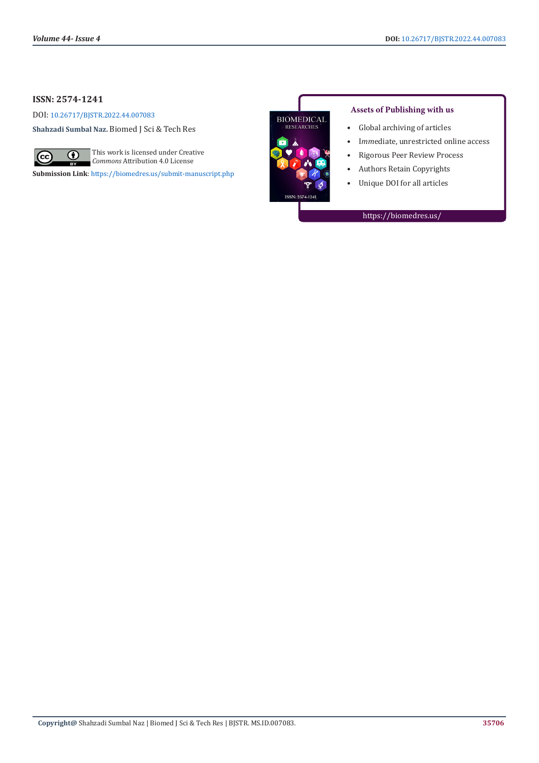**ISSN: 2574-1241**

DOI: 10.26717/BJSTR.2022.44.007083

**Shahzadi Sumbal Naz.** Biomed J Sci & Tech Res

This work is licensed under Creative *Commons* Attribution 4.0 License

**Submission Link**: https://biomedres.us/submit-manuscript.php

**Assets of Publishing with us**

- Global archiving of articles
- Immediate, unrestricted online access
- Rigorous Peer Review Process
- Authors Retain Copyrights
- Unique DOI for all articles

https://biomedres.us/